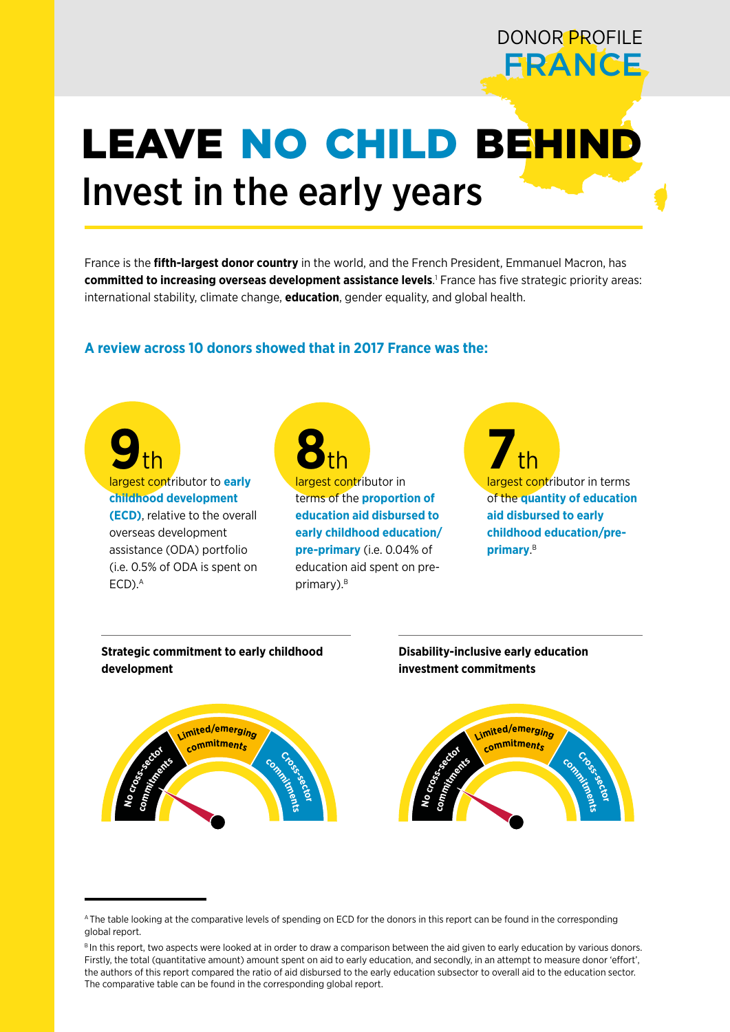DONOR PROFILE
FRANCE

# LEAVE NO CHILD BEHIND
## Invest in the early years

France is the **fifth-largest donor country** in the world, and the French President, Emmanuel Macron, has **committed to increasing overseas development assistance levels**.[1] France has five strategic priority areas: international stability, climate change, **education**, gender equality, and global health.

### A review across 10 donors showed that in 2017 France was the:

**9th** largest contributor to **early childhood development (ECD)**, relative to the overall overseas development assistance (ODA) portfolio (i.e. 0.5% of ODA is spent on ECD).[A]

**8th** largest contributor in terms of the **proportion of education aid disbursed to early childhood education/pre-primary** (i.e. 0.04% of education aid spent on pre-primary).[B]

**7th** largest contributor in terms of the **quantity of education aid disbursed to early childhood education/pre-primary**.[B]

**Strategic commitment to early childhood development**

No cross-sector commitments | Limited/emerging commitments | Cross-sector commitments

**Disability-inclusive early education investment commitments**

No cross-sector commitments | Limited/emerging commitments | Cross-sector commitments

---

[A] The table looking at the comparative levels of spending on ECD for the donors in this report can be found in the corresponding global report.

[B] In this report, two aspects were looked at in order to draw a comparison between the aid given to early education by various donors. Firstly, the total (quantitative amount) amount spent on aid to early education, and secondly, in an attempt to measure donor 'effort', the authors of this report compared the ratio of aid disbursed to the early education subsector to overall aid to the education sector. The comparative table can be found in the corresponding global report.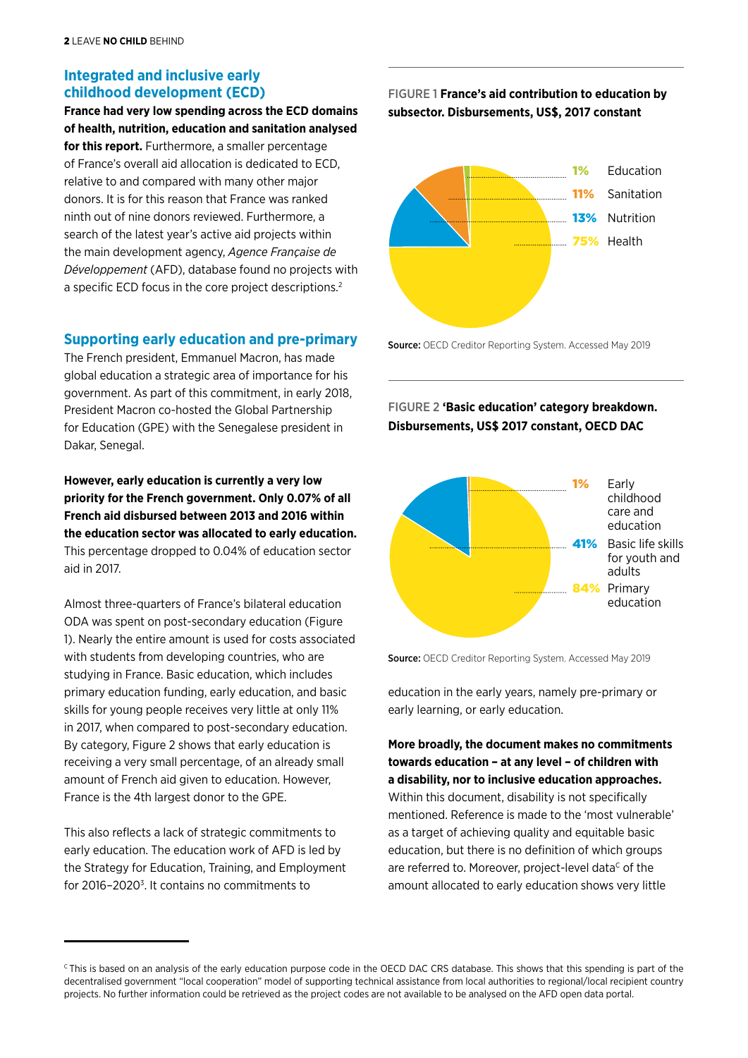## Integrated and inclusive early childhood development (ECD)

**France had very low spending across the ECD domains of health, nutrition, education and sanitation analysed for this report.** Furthermore, a smaller percentage of France's overall aid allocation is dedicated to ECD, relative to and compared with many other major donors. It is for this reason that France was ranked ninth out of nine donors reviewed. Furthermore, a search of the latest year's active aid projects within the main development agency, *Agence Française de Développement* (AFD), database found no projects with a specific ECD focus in the core project descriptions.[2]

## Supporting early education and pre-primary

The French president, Emmanuel Macron, has made global education a strategic area of importance for his government. As part of this commitment, in early 2018, President Macron co-hosted the Global Partnership for Education (GPE) with the Senegalese president in Dakar, Senegal.

**However, early education is currently a very low priority for the French government. Only 0.07% of all French aid disbursed between 2013 and 2016 within the education sector was allocated to early education.** This percentage dropped to 0.04% of education sector aid in 2017.

Almost three-quarters of France's bilateral education ODA was spent on post-secondary education (Figure 1). Nearly the entire amount is used for costs associated with students from developing countries, who are studying in France. Basic education, which includes primary education funding, early education, and basic skills for young people receives very little at only 11% in 2017, when compared to post-secondary education. By category, Figure 2 shows that early education is receiving a very small percentage, of an already small amount of French aid given to education. However, France is the 4th largest donor to the GPE.

This also reflects a lack of strategic commitments to early education. The education work of AFD is led by the Strategy for Education, Training, and Employment for 2016–2020[3]. It contains no commitments to education in the early years, namely pre-primary or early learning, or early education.

**More broadly, the document makes no commitments towards education – at any level – of children with a disability, nor to inclusive education approaches.** Within this document, disability is not specifically mentioned. Reference is made to the 'most vulnerable' as a target of achieving quality and equitable basic education, but there is no definition of which groups are referred to. Moreover, project-level data[C] of the amount allocated to early education shows very little

FIGURE 1 **France's aid contribution to education by subsector. Disbursements, US$, 2017 constant**

| Subsector | Share |
|---|---|
| Education | 1% |
| Sanitation | 11% |
| Nutrition | 13% |
| Health | 75% |

**Source:** OECD Creditor Reporting System. Accessed May 2019

FIGURE 2 **'Basic education' category breakdown. Disbursements, US$ 2017 constant, OECD DAC**

| Category | Share |
|---|---|
| Early childhood care and education | 1% |
| Basic life skills for youth and adults | 41% |
| Primary education | 84% |

**Source:** OECD Creditor Reporting System. Accessed May 2019

[C] This is based on an analysis of the early education purpose code in the OECD DAC CRS database. This shows that this spending is part of the decentralised government "local cooperation" model of supporting technical assistance from local authorities to regional/local recipient country projects. No further information could be retrieved as the project codes are not available to be analysed on the AFD open data portal.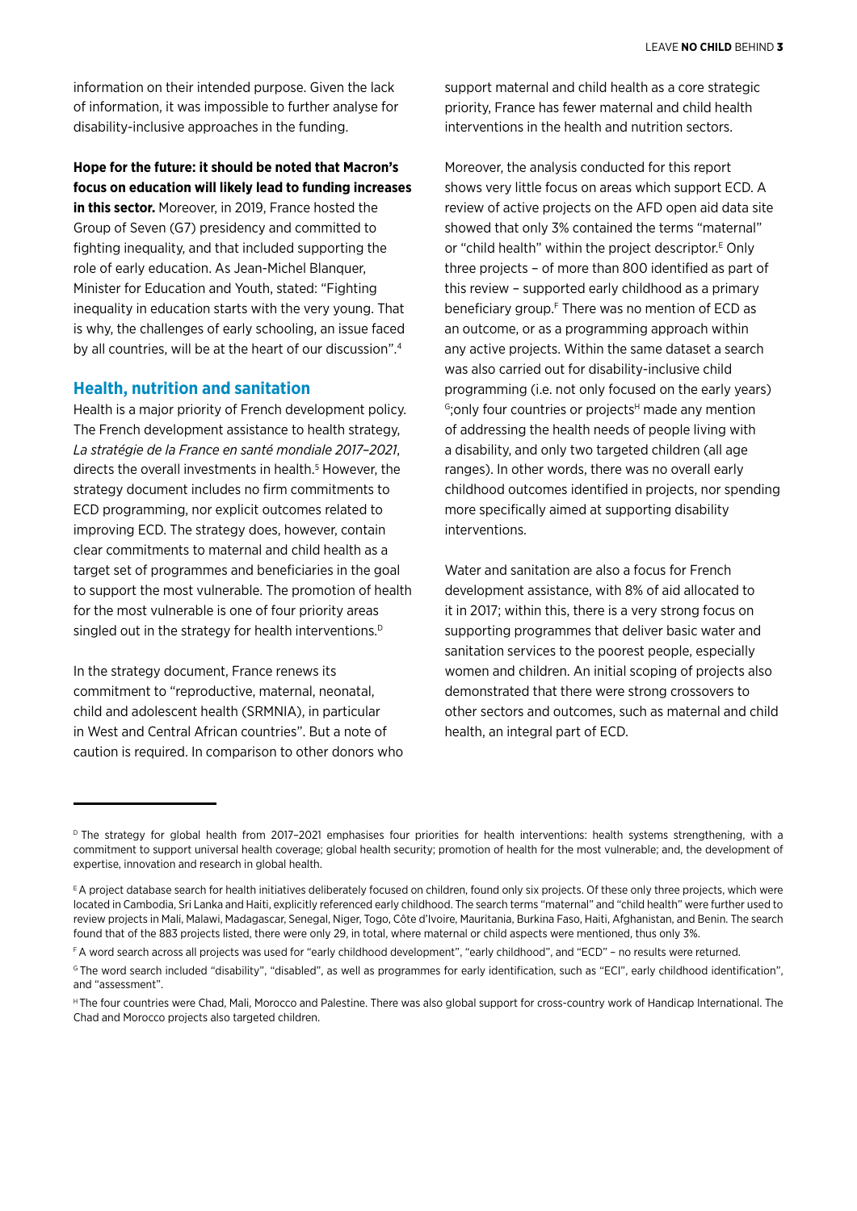information on their intended purpose. Given the lack of information, it was impossible to further analyse for disability-inclusive approaches in the funding.

**Hope for the future: it should be noted that Macron's focus on education will likely lead to funding increases in this sector.** Moreover, in 2019, France hosted the Group of Seven (G7) presidency and committed to fighting inequality, and that included supporting the role of early education. As Jean-Michel Blanquer, Minister for Education and Youth, stated: "Fighting inequality in education starts with the very young. That is why, the challenges of early schooling, an issue faced by all countries, will be at the heart of our discussion".[4]

## Health, nutrition and sanitation

Health is a major priority of French development policy. The French development assistance to health strategy, *La stratégie de la France en santé mondiale 2017–2021*, directs the overall investments in health.[5] However, the strategy document includes no firm commitments to ECD programming, nor explicit outcomes related to improving ECD. The strategy does, however, contain clear commitments to maternal and child health as a target set of programmes and beneficiaries in the goal to support the most vulnerable. The promotion of health for the most vulnerable is one of four priority areas singled out in the strategy for health interventions.[D]

In the strategy document, France renews its commitment to "reproductive, maternal, neonatal, child and adolescent health (SRMNIA), in particular in West and Central African countries". But a note of caution is required. In comparison to other donors who support maternal and child health as a core strategic priority, France has fewer maternal and child health interventions in the health and nutrition sectors.

Moreover, the analysis conducted for this report shows very little focus on areas which support ECD. A review of active projects on the AFD open aid data site showed that only 3% contained the terms "maternal" or "child health" within the project descriptor.[E] Only three projects – of more than 800 identified as part of this review – supported early childhood as a primary beneficiary group.[F] There was no mention of ECD as an outcome, or as a programming approach within any active projects. Within the same dataset a search was also carried out for disability-inclusive child programming (i.e. not only focused on the early years) [G];only four countries or projects[H] made any mention of addressing the health needs of people living with a disability, and only two targeted children (all age ranges). In other words, there was no overall early childhood outcomes identified in projects, nor spending more specifically aimed at supporting disability interventions.

Water and sanitation are also a focus for French development assistance, with 8% of aid allocated to it in 2017; within this, there is a very strong focus on supporting programmes that deliver basic water and sanitation services to the poorest people, especially women and children. An initial scoping of projects also demonstrated that there were strong crossovers to other sectors and outcomes, such as maternal and child health, an integral part of ECD.

---

[D] The strategy for global health from 2017–2021 emphasises four priorities for health interventions: health systems strengthening, with a commitment to support universal health coverage; global health security; promotion of health for the most vulnerable; and, the development of expertise, innovation and research in global health.

[E] A project database search for health initiatives deliberately focused on children, found only six projects. Of these only three projects, which were located in Cambodia, Sri Lanka and Haiti, explicitly referenced early childhood. The search terms "maternal" and "child health" were further used to review projects in Mali, Malawi, Madagascar, Senegal, Niger, Togo, Côte d'Ivoire, Mauritania, Burkina Faso, Haiti, Afghanistan, and Benin. The search found that of the 883 projects listed, there were only 29, in total, where maternal or child aspects were mentioned, thus only 3%.

[F] A word search across all projects was used for "early childhood development", "early childhood", and "ECD" – no results were returned.

[G] The word search included "disability", "disabled", as well as programmes for early identification, such as "ECI", early childhood identification", and "assessment".

[H] The four countries were Chad, Mali, Morocco and Palestine. There was also global support for cross-country work of Handicap International. The Chad and Morocco projects also targeted children.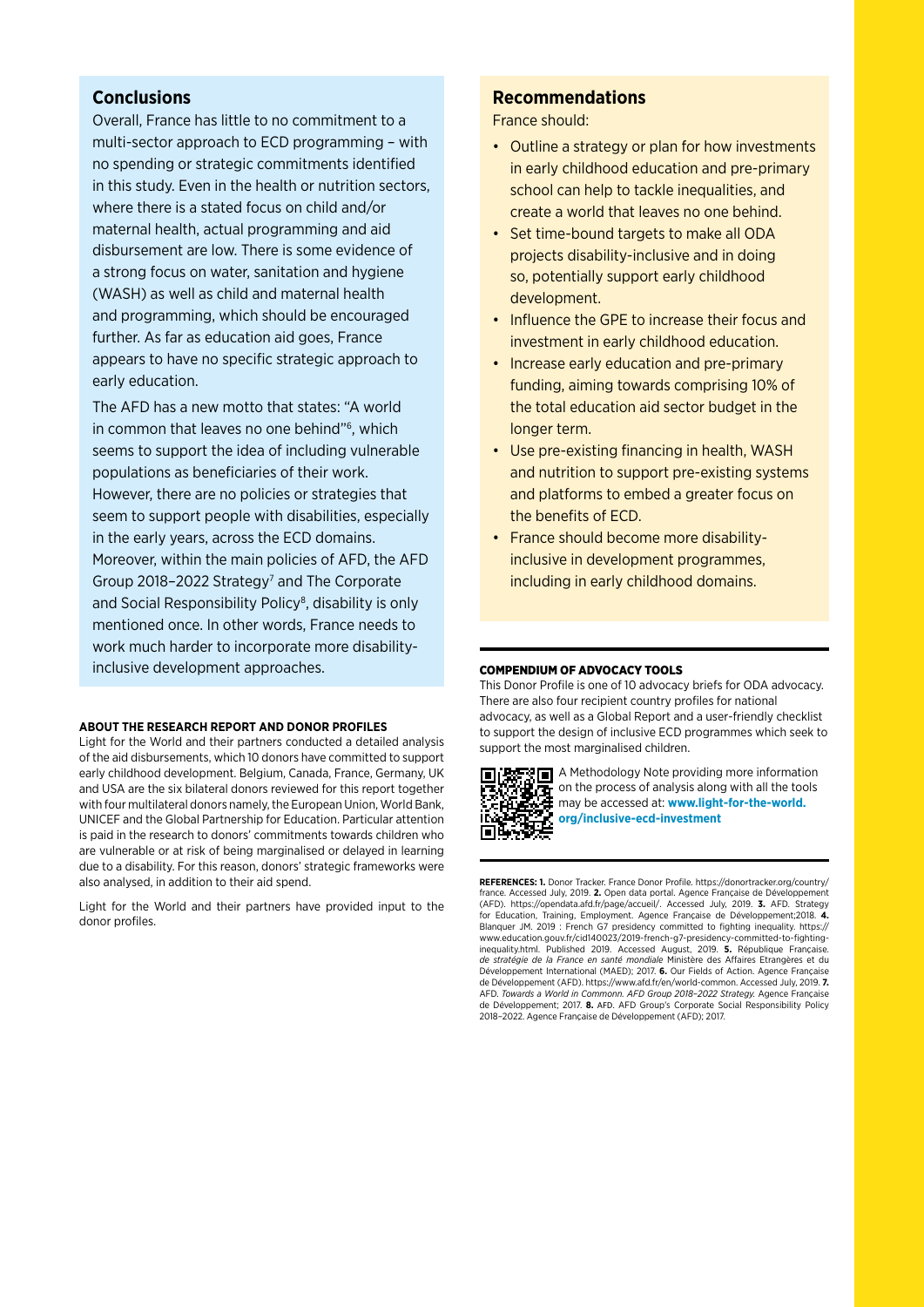## Conclusions

Overall, France has little to no commitment to a multi-sector approach to ECD programming – with no spending or strategic commitments identified in this study. Even in the health or nutrition sectors, where there is a stated focus on child and/or maternal health, actual programming and aid disbursement are low. There is some evidence of a strong focus on water, sanitation and hygiene (WASH) as well as child and maternal health and programming, which should be encouraged further. As far as education aid goes, France appears to have no specific strategic approach to early education.

The AFD has a new motto that states: "A world in common that leaves no one behind"[6], which seems to support the idea of including vulnerable populations as beneficiaries of their work. However, there are no policies or strategies that seem to support people with disabilities, especially in the early years, across the ECD domains. Moreover, within the main policies of AFD, the AFD Group 2018–2022 Strategy[7] and The Corporate and Social Responsibility Policy[8], disability is only mentioned once. In other words, France needs to work much harder to incorporate more disability-inclusive development approaches.

## Recommendations

France should:

- Outline a strategy or plan for how investments in early childhood education and pre-primary school can help to tackle inequalities, and create a world that leaves no one behind.
- Set time-bound targets to make all ODA projects disability-inclusive and in doing so, potentially support early childhood development.
- Influence the GPE to increase their focus and investment in early childhood education.
- Increase early education and pre-primary funding, aiming towards comprising 10% of the total education aid sector budget in the longer term.
- Use pre-existing financing in health, WASH and nutrition to support pre-existing systems and platforms to embed a greater focus on the benefits of ECD.
- France should become more disability-inclusive in development programmes, including in early childhood domains.

#### ABOUT THE RESEARCH REPORT AND DONOR PROFILES

Light for the World and their partners conducted a detailed analysis of the aid disbursements, which 10 donors have committed to support early childhood development. Belgium, Canada, France, Germany, UK and USA are the six bilateral donors reviewed for this report together with four multilateral donors namely, the European Union, World Bank, UNICEF and the Global Partnership for Education. Particular attention is paid in the research to donors' commitments towards children who are vulnerable or at risk of being marginalised or delayed in learning due to a disability. For this reason, donors' strategic frameworks were also analysed, in addition to their aid spend.

Light for the World and their partners have provided input to the donor profiles.

#### COMPENDIUM OF ADVOCACY TOOLS

This Donor Profile is one of 10 advocacy briefs for ODA advocacy. There are also four recipient country profiles for national advocacy, as well as a Global Report and a user-friendly checklist to support the design of inclusive ECD programmes which seek to support the most marginalised children.

A Methodology Note providing more information on the process of analysis along with all the tools may be accessed at: **www.light-for-the-world.org/inclusive-ecd-investment**

**REFERENCES: 1.** Donor Tracker. France Donor Profile. https://donortracker.org/country/france. Accessed July, 2019. **2.** Open data portal. Agence Française de Développement (AFD). https://opendata.afd.fr/page/accueil/. Accessed July, 2019. **3.** AFD. Strategy for Education, Training, Employment. Agence Française de Développement;2018. **4.** Blanquer JM. 2019 : French G7 presidency committed to fighting inequality. https://www.education.gouv.fr/cid140023/2019-french-g7-presidency-committed-to-fighting-inequality.html. Published 2019. Accessed August, 2019. **5.** République Française. *de stratégie de la France en santé mondiale* Ministère des Affaires Etrangères et du Développement International (MAED); 2017. **6.** Our Fields of Action. Agence Française de Développement (AFD). https://www.afd.fr/en/world-common. Accessed July, 2019. **7.** AFD. *Towards a World in Commonn. AFD Group 2018–2022 Strategy.* Agence Française de Développement; 2017. **8.** AFD. AFD Group's Corporate Social Responsibility Policy 2018–2022. Agence Française de Développement (AFD); 2017.